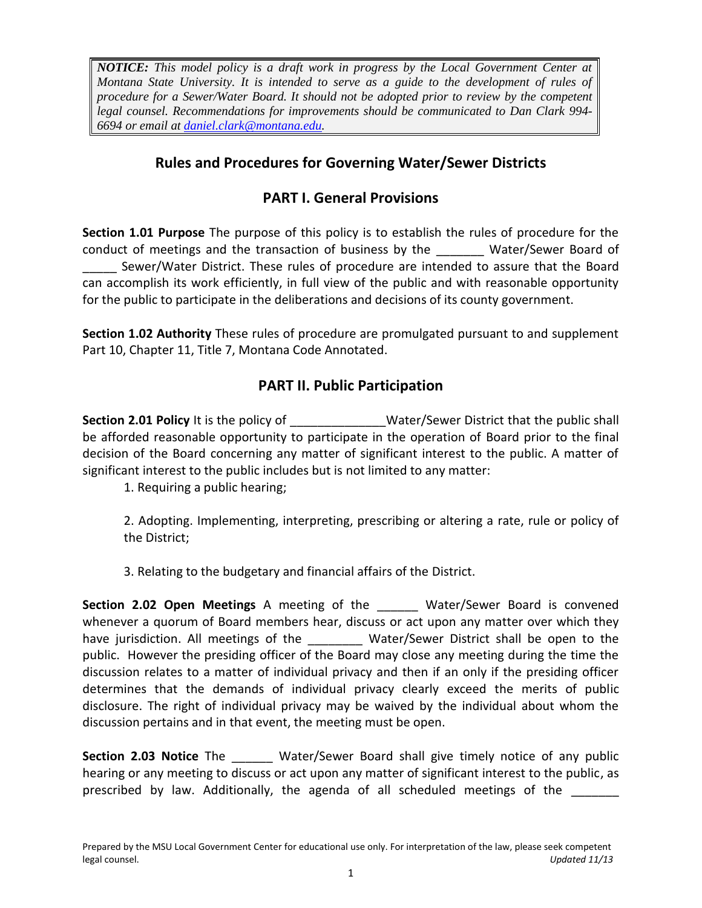> ***NOTICE:*** *This model policy is a draft work in progress by the Local Government Center at Montana State University. It is intended to serve as a guide to the development of rules of procedure for a Sewer/Water Board. It should not be adopted prior to review by the competent legal counsel. Recommendations for improvements should be communicated to Dan Clark 994-6694 or email at [daniel.clark@montana.edu](mailto:daniel.clark@montana.edu).*

# Rules and Procedures for Governing Water/Sewer Districts

## PART I. General Provisions

**Section 1.01 Purpose** The purpose of this policy is to establish the rules of procedure for the conduct of meetings and the transaction of business by the _______ Water/Sewer Board of _____ Sewer/Water District. These rules of procedure are intended to assure that the Board can accomplish its work efficiently, in full view of the public and with reasonable opportunity for the public to participate in the deliberations and decisions of its county government.

**Section 1.02 Authority** These rules of procedure are promulgated pursuant to and supplement Part 10, Chapter 11, Title 7, Montana Code Annotated.

## PART II. Public Participation

**Section 2.01 Policy** It is the policy of ______________Water/Sewer District that the public shall be afforded reasonable opportunity to participate in the operation of Board prior to the final decision of the Board concerning any matter of significant interest to the public. A matter of significant interest to the public includes but is not limited to any matter:

1. Requiring a public hearing;

2. Adopting. Implementing, interpreting, prescribing or altering a rate, rule or policy of the District;

3. Relating to the budgetary and financial affairs of the District.

**Section 2.02 Open Meetings** A meeting of the ______ Water/Sewer Board is convened whenever a quorum of Board members hear, discuss or act upon any matter over which they have jurisdiction. All meetings of the ________ Water/Sewer District shall be open to the public. However the presiding officer of the Board may close any meeting during the time the discussion relates to a matter of individual privacy and then if an only if the presiding officer determines that the demands of individual privacy clearly exceed the merits of public disclosure. The right of individual privacy may be waived by the individual about whom the discussion pertains and in that event, the meeting must be open.

**Section 2.03 Notice** The ______ Water/Sewer Board shall give timely notice of any public hearing or any meeting to discuss or act upon any matter of significant interest to the public, as prescribed by law. Additionally, the agenda of all scheduled meetings of the _______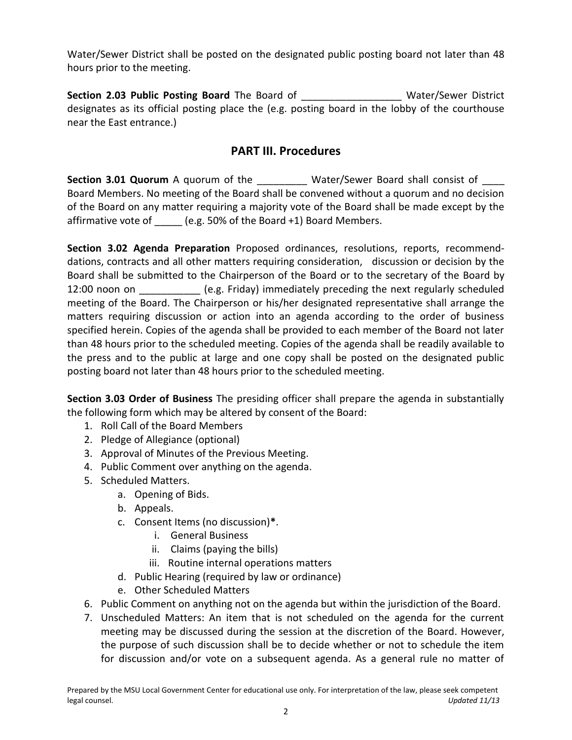Water/Sewer District shall be posted on the designated public posting board not later than 48 hours prior to the meeting.

**Section 2.03 Public Posting Board** The Board of __________________ Water/Sewer District designates as its official posting place the (e.g. posting board in the lobby of the courthouse near the East entrance.)

## PART III. Procedures

**Section 3.01 Quorum** A quorum of the _________ Water/Sewer Board shall consist of ____ Board Members. No meeting of the Board shall be convened without a quorum and no decision of the Board on any matter requiring a majority vote of the Board shall be made except by the affirmative vote of _____ (e.g. 50% of the Board +1) Board Members.

**Section 3.02 Agenda Preparation** Proposed ordinances, resolutions, reports, recommend-dations, contracts and all other matters requiring consideration, discussion or decision by the Board shall be submitted to the Chairperson of the Board or to the secretary of the Board by 12:00 noon on ___________ (e.g. Friday) immediately preceding the next regularly scheduled meeting of the Board. The Chairperson or his/her designated representative shall arrange the matters requiring discussion or action into an agenda according to the order of business specified herein. Copies of the agenda shall be provided to each member of the Board not later than 48 hours prior to the scheduled meeting. Copies of the agenda shall be readily available to the press and to the public at large and one copy shall be posted on the designated public posting board not later than 48 hours prior to the scheduled meeting.

**Section 3.03 Order of Business** The presiding officer shall prepare the agenda in substantially the following form which may be altered by consent of the Board:

1. Roll Call of the Board Members
2. Pledge of Allegiance (optional)
3. Approval of Minutes of the Previous Meeting.
4. Public Comment over anything on the agenda.
5. Scheduled Matters.
    a. Opening of Bids.
    b. Appeals.
    c. Consent Items (no discussion)**\***.
        i. General Business
        ii. Claims (paying the bills)
        iii. Routine internal operations matters
    d. Public Hearing (required by law or ordinance)
    e. Other Scheduled Matters
6. Public Comment on anything not on the agenda but within the jurisdiction of the Board.
7. Unscheduled Matters: An item that is not scheduled on the agenda for the current meeting may be discussed during the session at the discretion of the Board. However, the purpose of such discussion shall be to decide whether or not to schedule the item for discussion and/or vote on a subsequent agenda. As a general rule no matter of

Prepared by the MSU Local Government Center for educational use only. For interpretation of the law, please seek competent legal counsel. *Updated 11/13*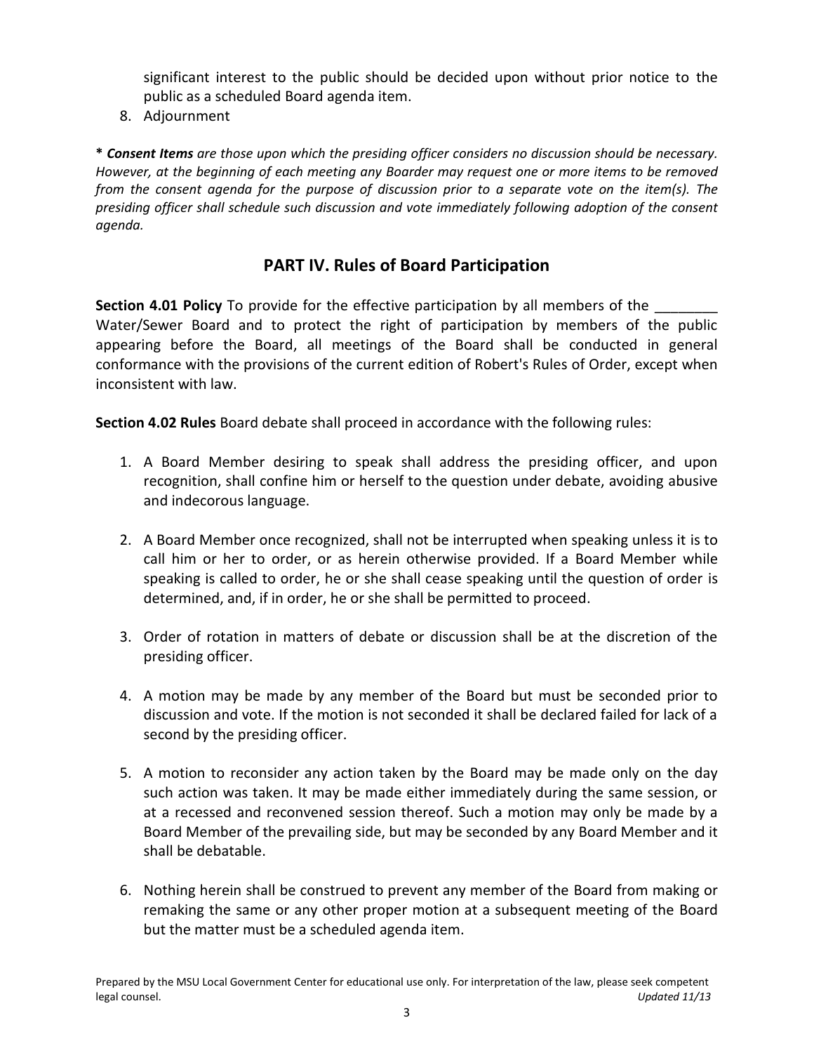significant interest to the public should be decided upon without prior notice to the public as a scheduled Board agenda item.

8. Adjournment

**\*** ***Consent Items*** *are those upon which the presiding officer considers no discussion should be necessary. However, at the beginning of each meeting any Boarder may request one or more items to be removed from the consent agenda for the purpose of discussion prior to a separate vote on the item(s). The presiding officer shall schedule such discussion and vote immediately following adoption of the consent agenda.*

## PART IV. Rules of Board Participation

**Section 4.01 Policy** To provide for the effective participation by all members of the ________ Water/Sewer Board and to protect the right of participation by members of the public appearing before the Board, all meetings of the Board shall be conducted in general conformance with the provisions of the current edition of Robert's Rules of Order, except when inconsistent with law.

**Section 4.02 Rules** Board debate shall proceed in accordance with the following rules:

1. A Board Member desiring to speak shall address the presiding officer, and upon recognition, shall confine him or herself to the question under debate, avoiding abusive and indecorous language.

2. A Board Member once recognized, shall not be interrupted when speaking unless it is to call him or her to order, or as herein otherwise provided. If a Board Member while speaking is called to order, he or she shall cease speaking until the question of order is determined, and, if in order, he or she shall be permitted to proceed.

3. Order of rotation in matters of debate or discussion shall be at the discretion of the presiding officer.

4. A motion may be made by any member of the Board but must be seconded prior to discussion and vote. If the motion is not seconded it shall be declared failed for lack of a second by the presiding officer.

5. A motion to reconsider any action taken by the Board may be made only on the day such action was taken. It may be made either immediately during the same session, or at a recessed and reconvened session thereof. Such a motion may only be made by a Board Member of the prevailing side, but may be seconded by any Board Member and it shall be debatable.

6. Nothing herein shall be construed to prevent any member of the Board from making or remaking the same or any other proper motion at a subsequent meeting of the Board but the matter must be a scheduled agenda item.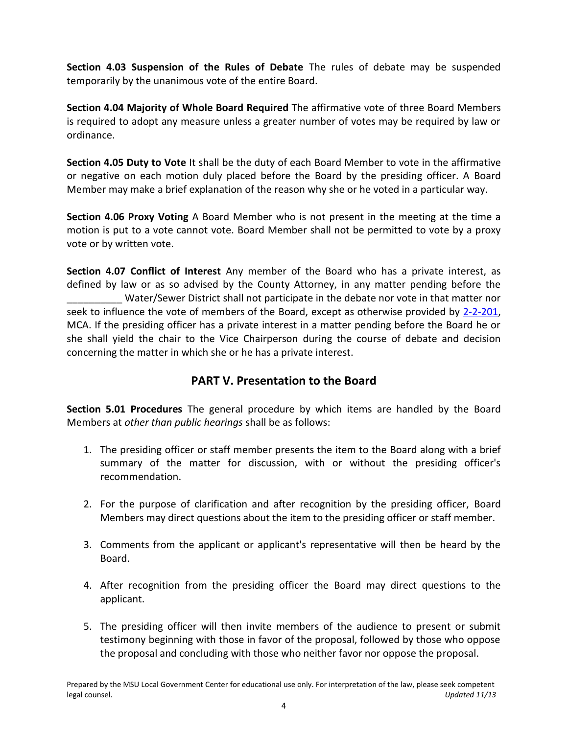**Section 4.03 Suspension of the Rules of Debate** The rules of debate may be suspended temporarily by the unanimous vote of the entire Board.

**Section 4.04 Majority of Whole Board Required** The affirmative vote of three Board Members is required to adopt any measure unless a greater number of votes may be required by law or ordinance.

**Section 4.05 Duty to Vote** It shall be the duty of each Board Member to vote in the affirmative or negative on each motion duly placed before the Board by the presiding officer. A Board Member may make a brief explanation of the reason why she or he voted in a particular way.

**Section 4.06 Proxy Voting** A Board Member who is not present in the meeting at the time a motion is put to a vote cannot vote. Board Member shall not be permitted to vote by a proxy vote or by written vote.

**Section 4.07 Conflict of Interest** Any member of the Board who has a private interest, as defined by law or as so advised by the County Attorney, in any matter pending before the __________ Water/Sewer District shall not participate in the debate nor vote in that matter nor seek to influence the vote of members of the Board, except as otherwise provided by 2-2-201, MCA. If the presiding officer has a private interest in a matter pending before the Board he or she shall yield the chair to the Vice Chairperson during the course of debate and decision concerning the matter in which she or he has a private interest.

## PART V. Presentation to the Board

**Section 5.01 Procedures** The general procedure by which items are handled by the Board Members at *other than public hearings* shall be as follows:

1. The presiding officer or staff member presents the item to the Board along with a brief summary of the matter for discussion, with or without the presiding officer's recommendation.

2. For the purpose of clarification and after recognition by the presiding officer, Board Members may direct questions about the item to the presiding officer or staff member.

3. Comments from the applicant or applicant's representative will then be heard by the Board.

4. After recognition from the presiding officer the Board may direct questions to the applicant.

5. The presiding officer will then invite members of the audience to present or submit testimony beginning with those in favor of the proposal, followed by those who oppose the proposal and concluding with those who neither favor nor oppose the proposal.

Prepared by the MSU Local Government Center for educational use only. For interpretation of the law, please seek competent legal counsel. *Updated 11/13*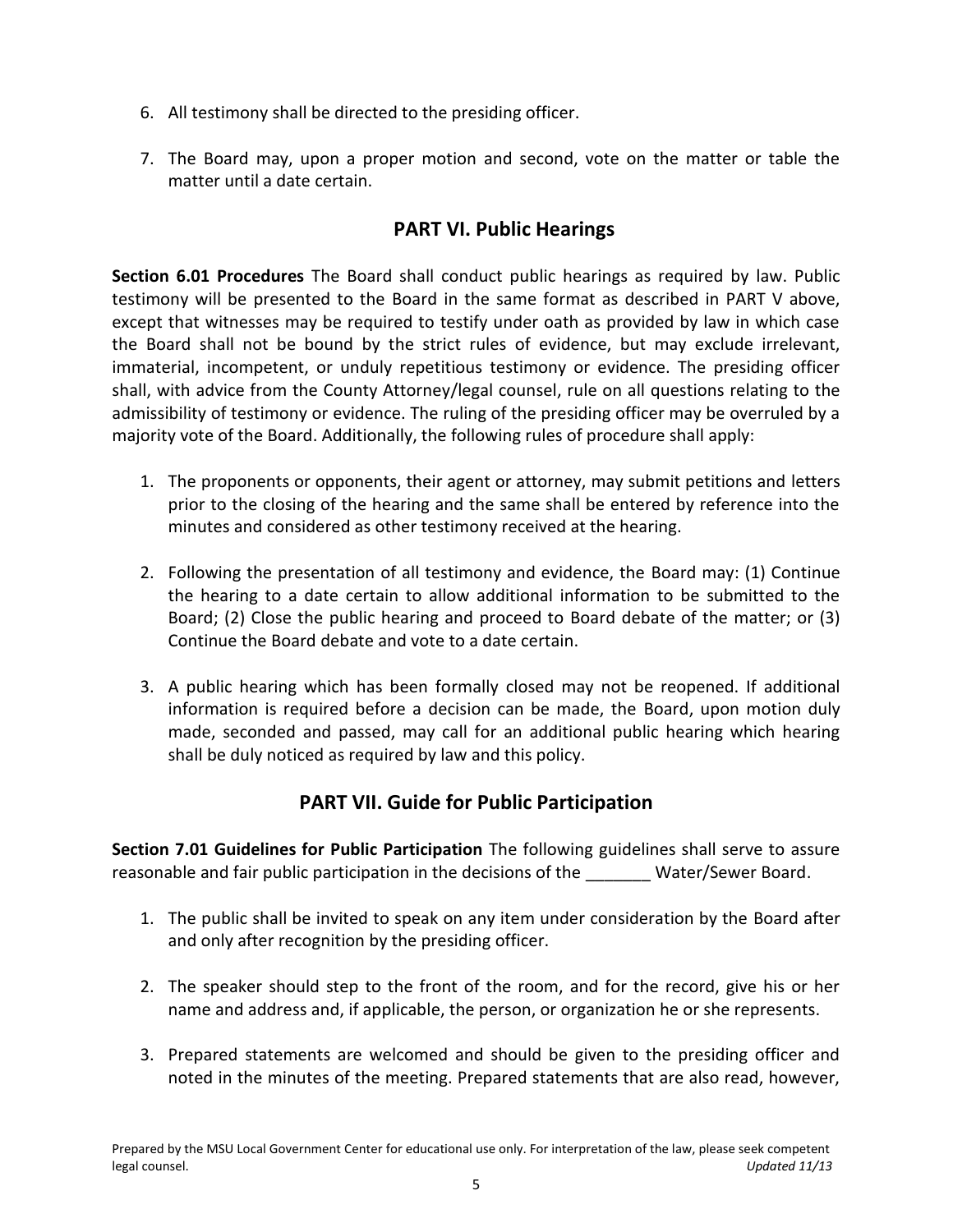6. All testimony shall be directed to the presiding officer.

7. The Board may, upon a proper motion and second, vote on the matter or table the matter until a date certain.

## PART VI. Public Hearings

**Section 6.01 Procedures** The Board shall conduct public hearings as required by law. Public testimony will be presented to the Board in the same format as described in PART V above, except that witnesses may be required to testify under oath as provided by law in which case the Board shall not be bound by the strict rules of evidence, but may exclude irrelevant, immaterial, incompetent, or unduly repetitious testimony or evidence. The presiding officer shall, with advice from the County Attorney/legal counsel, rule on all questions relating to the admissibility of testimony or evidence. The ruling of the presiding officer may be overruled by a majority vote of the Board. Additionally, the following rules of procedure shall apply:

1. The proponents or opponents, their agent or attorney, may submit petitions and letters prior to the closing of the hearing and the same shall be entered by reference into the minutes and considered as other testimony received at the hearing.

2. Following the presentation of all testimony and evidence, the Board may: (1) Continue the hearing to a date certain to allow additional information to be submitted to the Board; (2) Close the public hearing and proceed to Board debate of the matter; or (3) Continue the Board debate and vote to a date certain.

3. A public hearing which has been formally closed may not be reopened. If additional information is required before a decision can be made, the Board, upon motion duly made, seconded and passed, may call for an additional public hearing which hearing shall be duly noticed as required by law and this policy.

## PART VII. Guide for Public Participation

**Section 7.01 Guidelines for Public Participation** The following guidelines shall serve to assure reasonable and fair public participation in the decisions of the _______ Water/Sewer Board.

1. The public shall be invited to speak on any item under consideration by the Board after and only after recognition by the presiding officer.

2. The speaker should step to the front of the room, and for the record, give his or her name and address and, if applicable, the person, or organization he or she represents.

3. Prepared statements are welcomed and should be given to the presiding officer and noted in the minutes of the meeting. Prepared statements that are also read, however,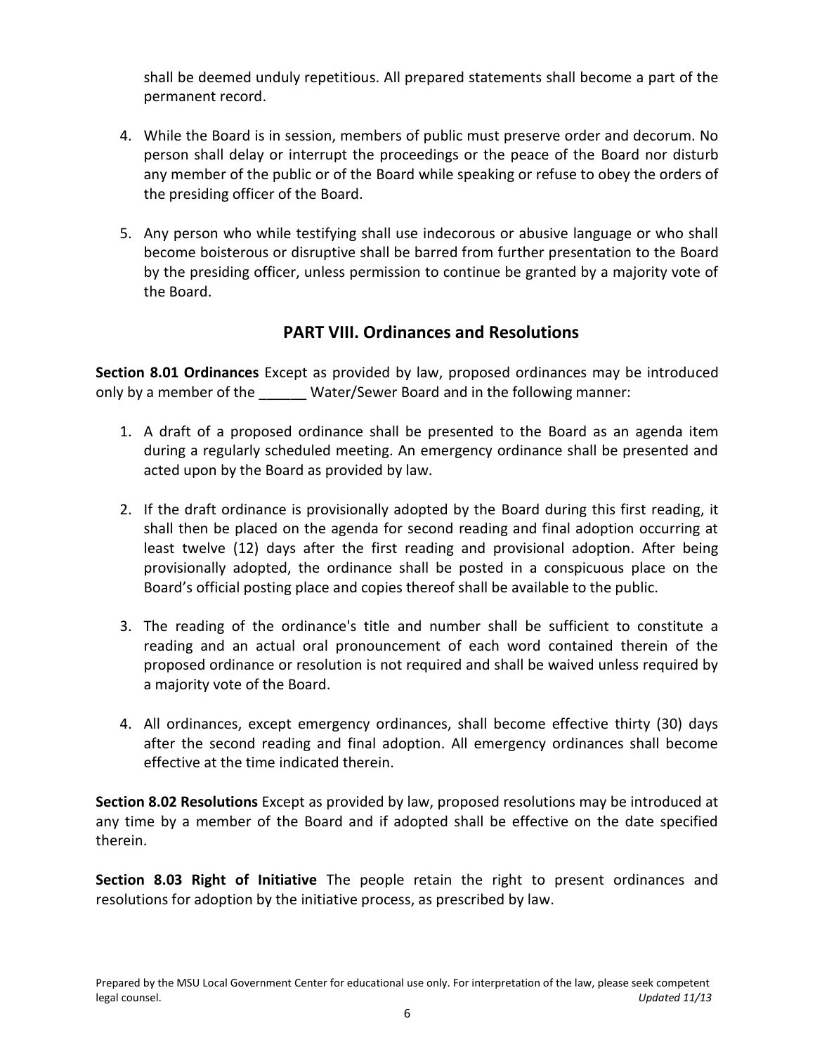shall be deemed unduly repetitious. All prepared statements shall become a part of the permanent record.

4. While the Board is in session, members of public must preserve order and decorum. No person shall delay or interrupt the proceedings or the peace of the Board nor disturb any member of the public or of the Board while speaking or refuse to obey the orders of the presiding officer of the Board.

5. Any person who while testifying shall use indecorous or abusive language or who shall become boisterous or disruptive shall be barred from further presentation to the Board by the presiding officer, unless permission to continue be granted by a majority vote of the Board.

## PART VIII. Ordinances and Resolutions

**Section 8.01 Ordinances** Except as provided by law, proposed ordinances may be introduced only by a member of the ______ Water/Sewer Board and in the following manner:

1. A draft of a proposed ordinance shall be presented to the Board as an agenda item during a regularly scheduled meeting. An emergency ordinance shall be presented and acted upon by the Board as provided by law.

2. If the draft ordinance is provisionally adopted by the Board during this first reading, it shall then be placed on the agenda for second reading and final adoption occurring at least twelve (12) days after the first reading and provisional adoption. After being provisionally adopted, the ordinance shall be posted in a conspicuous place on the Board's official posting place and copies thereof shall be available to the public.

3. The reading of the ordinance's title and number shall be sufficient to constitute a reading and an actual oral pronouncement of each word contained therein of the proposed ordinance or resolution is not required and shall be waived unless required by a majority vote of the Board.

4. All ordinances, except emergency ordinances, shall become effective thirty (30) days after the second reading and final adoption. All emergency ordinances shall become effective at the time indicated therein.

**Section 8.02 Resolutions** Except as provided by law, proposed resolutions may be introduced at any time by a member of the Board and if adopted shall be effective on the date specified therein.

**Section 8.03 Right of Initiative** The people retain the right to present ordinances and resolutions for adoption by the initiative process, as prescribed by law.